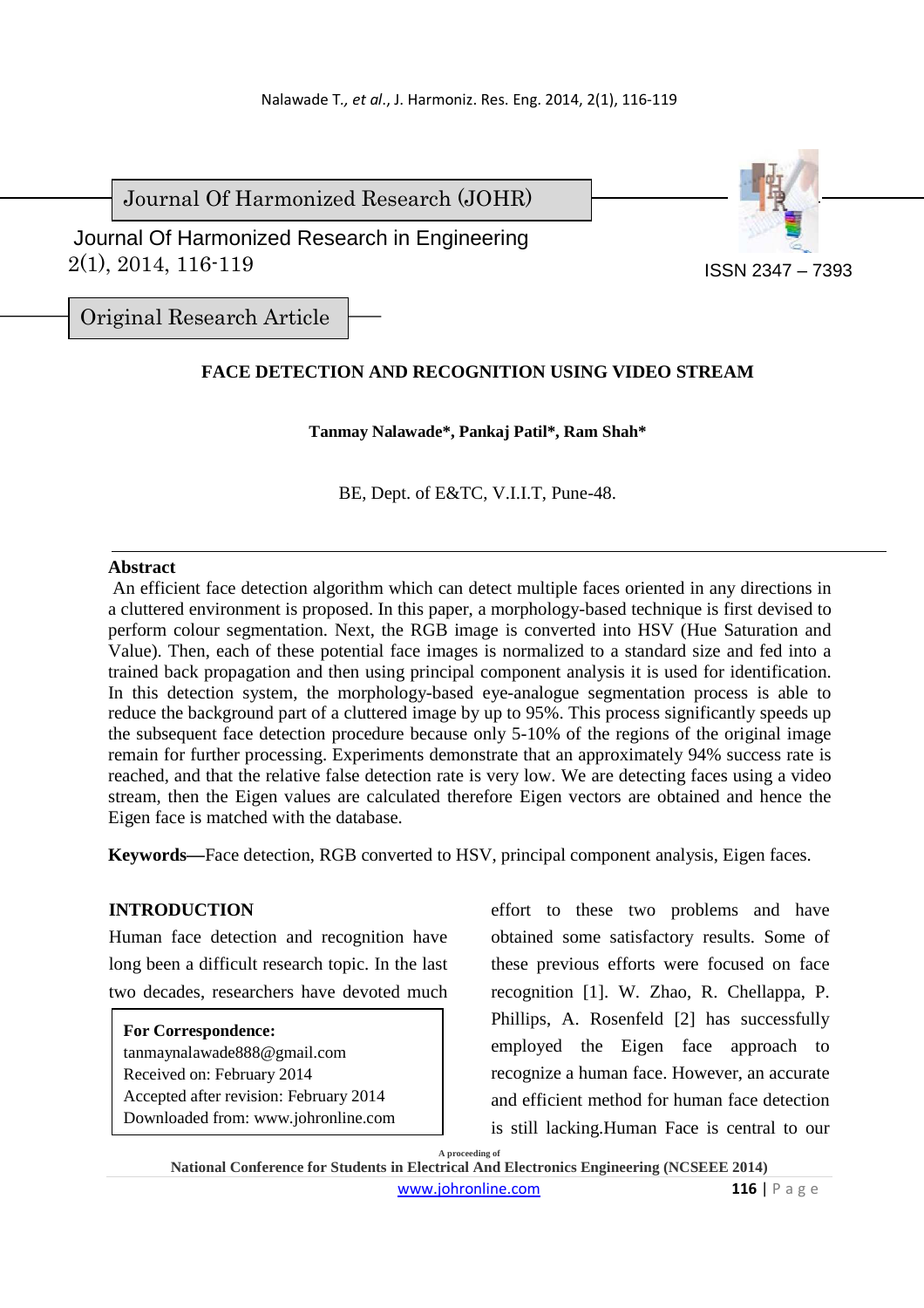Journal Of Harmonized Research (JOHR)

Journal Of Harmonized Research in Engineering
2(1), 2014, 116-119

ISSN 2347 – 7393

Original Research Article

# FACE DETECTION AND RECOGNITION USING VIDEO STREAM

**Tanmay Nalawade\*, Pankaj Patil\*, Ram Shah\***

BE, Dept. of E&TC, V.I.I.T, Pune-48.

## Abstract

An efficient face detection algorithm which can detect multiple faces oriented in any directions in a cluttered environment is proposed. In this paper, a morphology-based technique is first devised to perform colour segmentation. Next, the RGB image is converted into HSV (Hue Saturation and Value). Then, each of these potential face images is normalized to a standard size and fed into a trained back propagation and then using principal component analysis it is used for identification. In this detection system, the morphology-based eye-analogue segmentation process is able to reduce the background part of a cluttered image by up to 95%. This process significantly speeds up the subsequent face detection procedure because only 5-10% of the regions of the original image remain for further processing. Experiments demonstrate that an approximately 94% success rate is reached, and that the relative false detection rate is very low. We are detecting faces using a video stream, then the Eigen values are calculated therefore Eigen vectors are obtained and hence the Eigen face is matched with the database.

**Keywords—**Face detection, RGB converted to HSV, principal component analysis, Eigen faces.

## INTRODUCTION

Human face detection and recognition have long been a difficult research topic. In the last two decades, researchers have devoted much effort to these two problems and have obtained some satisfactory results. Some of these previous efforts were focused on face recognition [1]. W. Zhao, R. Chellappa, P. Phillips, A. Rosenfeld [2] has successfully employed the Eigen face approach to recognize a human face. However, an accurate and efficient method for human face detection is still lacking.Human Face is central to our

**For Correspondence:**
tanmaynalawade888@gmail.com
Received on: February 2014
Accepted after revision: February 2014
Downloaded from: www.johronline.com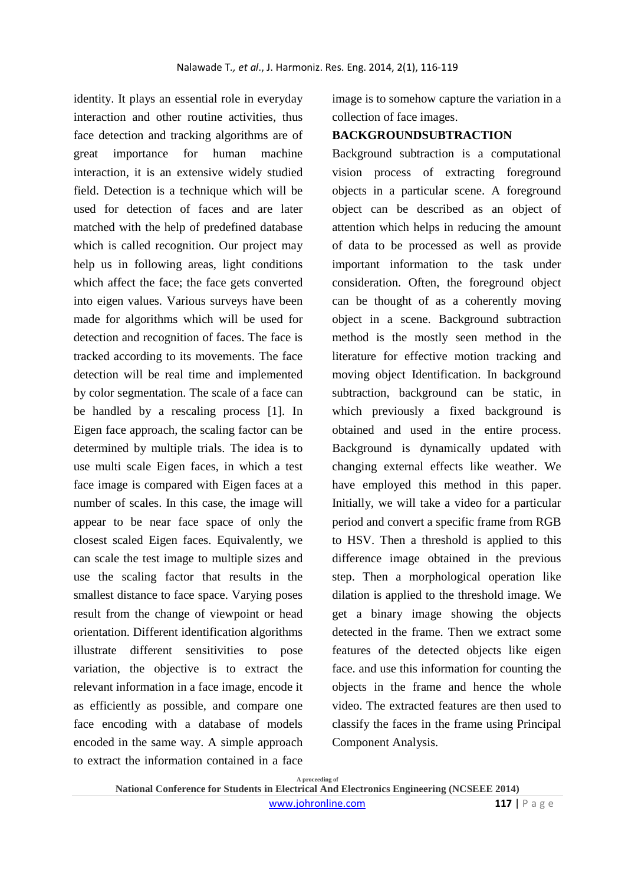identity. It plays an essential role in everyday interaction and other routine activities, thus face detection and tracking algorithms are of great importance for human machine interaction, it is an extensive widely studied field. Detection is a technique which will be used for detection of faces and are later matched with the help of predefined database which is called recognition. Our project may help us in following areas, light conditions which affect the face; the face gets converted into eigen values. Various surveys have been made for algorithms which will be used for detection and recognition of faces. The face is tracked according to its movements. The face detection will be real time and implemented by color segmentation. The scale of a face can be handled by a rescaling process [1]. In Eigen face approach, the scaling factor can be determined by multiple trials. The idea is to use multi scale Eigen faces, in which a test face image is compared with Eigen faces at a number of scales. In this case, the image will appear to be near face space of only the closest scaled Eigen faces. Equivalently, we can scale the test image to multiple sizes and use the scaling factor that results in the smallest distance to face space. Varying poses result from the change of viewpoint or head orientation. Different identification algorithms illustrate different sensitivities to pose variation, the objective is to extract the relevant information in a face image, encode it as efficiently as possible, and compare one face encoding with a database of models encoded in the same way. A simple approach to extract the information contained in a face image is to somehow capture the variation in a collection of face images.

## BACKGROUNDSUBTRACTION

Background subtraction is a computational vision process of extracting foreground objects in a particular scene. A foreground object can be described as an object of attention which helps in reducing the amount of data to be processed as well as provide important information to the task under consideration. Often, the foreground object can be thought of as a coherently moving object in a scene. Background subtraction method is the mostly seen method in the literature for effective motion tracking and moving object Identification. In background subtraction, background can be static, in which previously a fixed background is obtained and used in the entire process. Background is dynamically updated with changing external effects like weather. We have employed this method in this paper. Initially, we will take a video for a particular period and convert a specific frame from RGB to HSV. Then a threshold is applied to this difference image obtained in the previous step. Then a morphological operation like dilation is applied to the threshold image. We get a binary image showing the objects detected in the frame. Then we extract some features of the detected objects like eigen face. and use this information for counting the objects in the frame and hence the whole video. The extracted features are then used to classify the faces in the frame using Principal Component Analysis.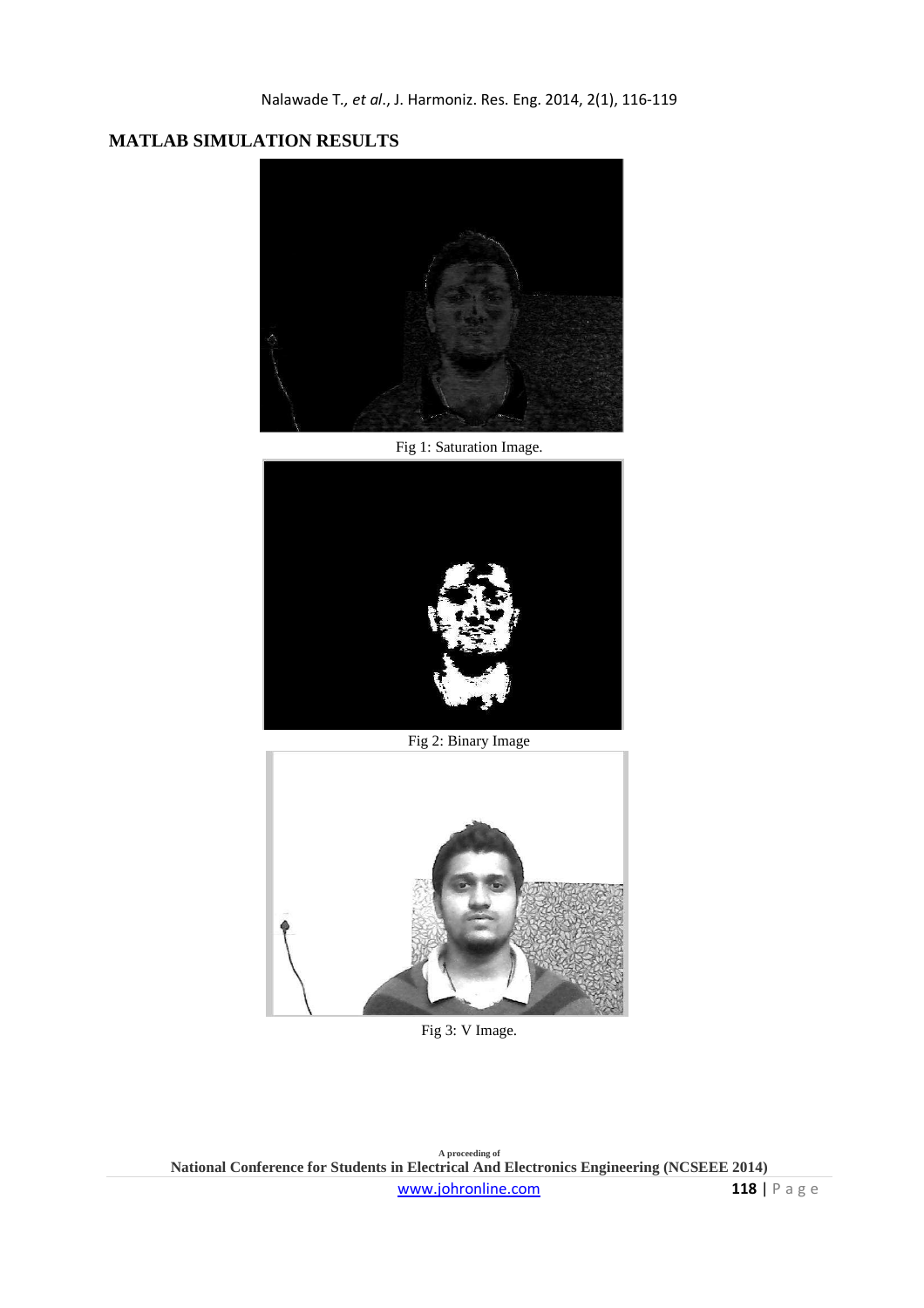## MATLAB SIMULATION RESULTS

Fig 1: Saturation Image.

Fig 2: Binary Image

Fig 3: V Image.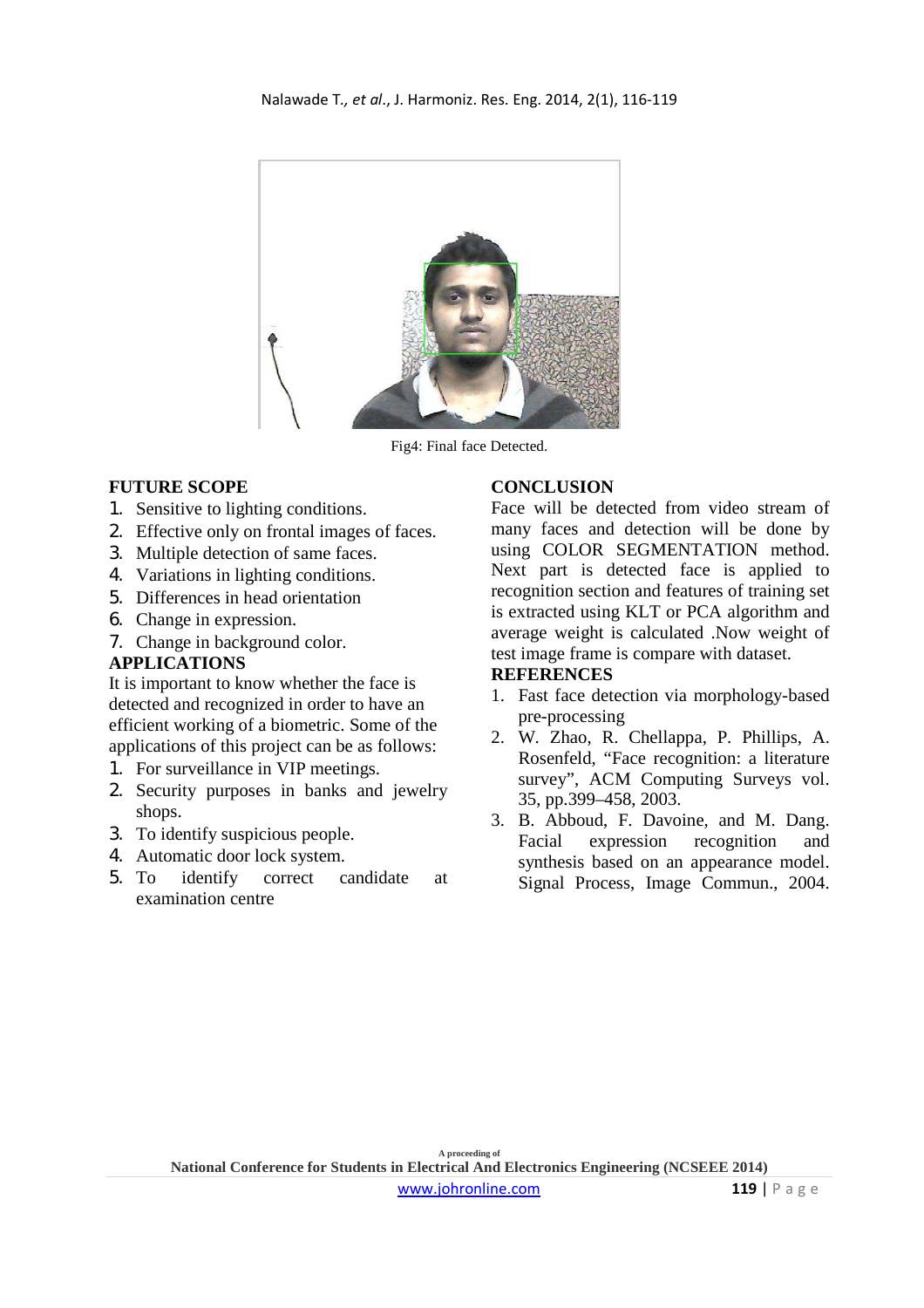Fig4: Final face Detected.

## FUTURE SCOPE

1. Sensitive to lighting conditions.
2. Effective only on frontal images of faces.
3. Multiple detection of same faces.
4. Variations in lighting conditions.
5. Differences in head orientation
6. Change in expression.
7. Change in background color.

## APPLICATIONS

It is important to know whether the face is detected and recognized in order to have an efficient working of a biometric. Some of the applications of this project can be as follows:

1. For surveillance in VIP meetings.
2. Security purposes in banks and jewelry shops.
3. To identify suspicious people.
4. Automatic door lock system.
5. To identify correct candidate at examination centre

## CONCLUSION

Face will be detected from video stream of many faces and detection will be done by using COLOR SEGMENTATION method. Next part is detected face is applied to recognition section and features of training set is extracted using KLT or PCA algorithm and average weight is calculated .Now weight of test image frame is compare with dataset.

## REFERENCES

1. Fast face detection via morphology-based pre-processing
2. W. Zhao, R. Chellappa, P. Phillips, A. Rosenfeld, "Face recognition: a literature survey", ACM Computing Surveys vol. 35, pp.399–458, 2003.
3. B. Abboud, F. Davoine, and M. Dang. Facial expression recognition and synthesis based on an appearance model. Signal Process, Image Commun., 2004.